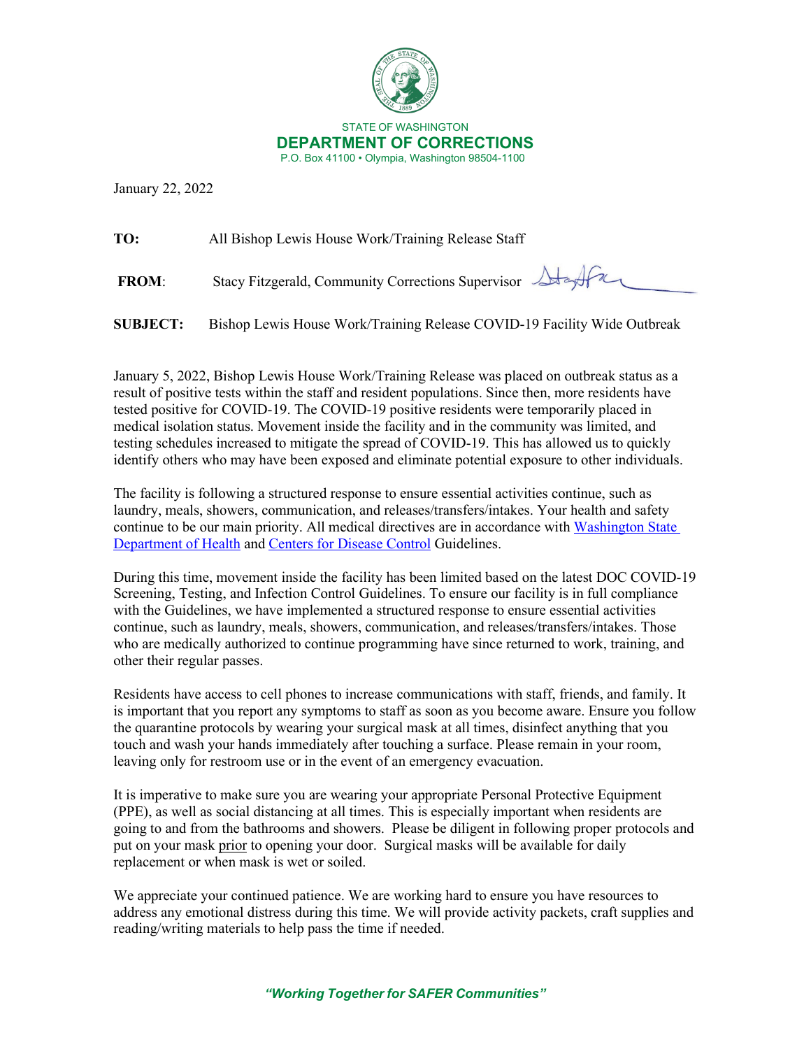STATE OF WASHINGTON
**DEPARTMENT OF CORRECTIONS**
P.O. Box 41100 • Olympia, Washington 98504-1100

January 22, 2022

**TO:** All Bishop Lewis House Work/Training Release Staff

**FROM**: Stacy Fitzgerald, Community Corrections Supervisor

**SUBJECT:** Bishop Lewis House Work/Training Release COVID-19 Facility Wide Outbreak

January 5, 2022, Bishop Lewis House Work/Training Release was placed on outbreak status as a result of positive tests within the staff and resident populations. Since then, more residents have tested positive for COVID-19. The COVID-19 positive residents were temporarily placed in medical isolation status. Movement inside the facility and in the community was limited, and testing schedules increased to mitigate the spread of COVID-19. This has allowed us to quickly identify others who may have been exposed and eliminate potential exposure to other individuals.

The facility is following a structured response to ensure essential activities continue, such as laundry, meals, showers, communication, and releases/transfers/intakes. Your health and safety continue to be our main priority. All medical directives are in accordance with [Washington State Department of Health]() and [Centers for Disease Control]() Guidelines.

During this time, movement inside the facility has been limited based on the latest DOC COVID-19 Screening, Testing, and Infection Control Guidelines. To ensure our facility is in full compliance with the Guidelines, we have implemented a structured response to ensure essential activities continue, such as laundry, meals, showers, communication, and releases/transfers/intakes. Those who are medically authorized to continue programming have since returned to work, training, and other their regular passes.

Residents have access to cell phones to increase communications with staff, friends, and family. It is important that you report any symptoms to staff as soon as you become aware. Ensure you follow the quarantine protocols by wearing your surgical mask at all times, disinfect anything that you touch and wash your hands immediately after touching a surface. Please remain in your room, leaving only for restroom use or in the event of an emergency evacuation.

It is imperative to make sure you are wearing your appropriate Personal Protective Equipment (PPE), as well as social distancing at all times. This is especially important when residents are going to and from the bathrooms and showers. Please be diligent in following proper protocols and put on your mask <u>prior</u> to opening your door. Surgical masks will be available for daily replacement or when mask is wet or soiled.

We appreciate your continued patience. We are working hard to ensure you have resources to address any emotional distress during this time. We will provide activity packets, craft supplies and reading/writing materials to help pass the time if needed.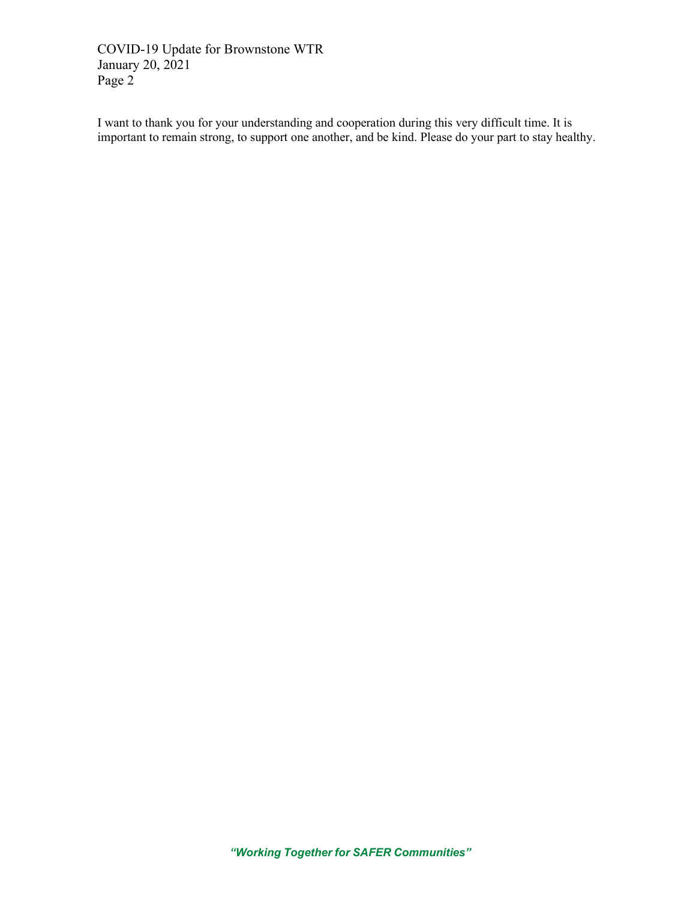I want to thank you for your understanding and cooperation during this very difficult time. It is important to remain strong, to support one another, and be kind. Please do your part to stay healthy.